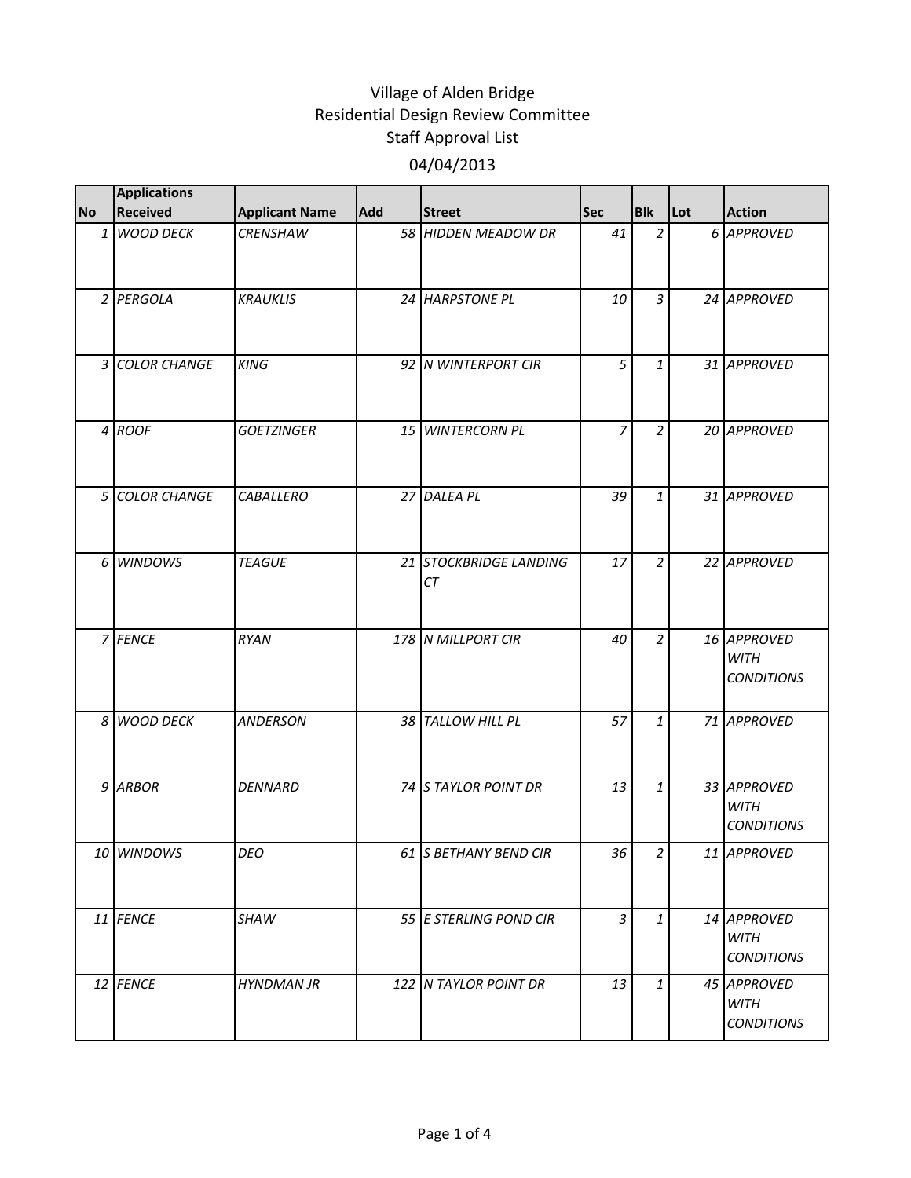# Village of Alden Bridge
## Residential Design Review Committee
## Staff Approval List
## 04/04/2013

| No | Applications Received | Applicant Name | Add | Street | Sec | Blk | Lot | Action |
|---|---|---|---|---|---|---|---|---|
| 1 | *WOOD DECK* | *CRENSHAW* | 58 | *HIDDEN MEADOW DR* | 41 | 2 | 6 | *APPROVED* |
| 2 | *PERGOLA* | *KRAUKLIS* | 24 | *HARPSTONE PL* | 10 | 3 | 24 | *APPROVED* |
| 3 | *COLOR CHANGE* | *KING* | 92 | *N WINTERPORT CIR* | 5 | 1 | 31 | *APPROVED* |
| 4 | *ROOF* | *GOETZINGER* | 15 | *WINTERCORN PL* | 7 | 2 | 20 | *APPROVED* |
| 5 | *COLOR CHANGE* | *CABALLERO* | 27 | *DALEA PL* | 39 | 1 | 31 | *APPROVED* |
| 6 | *WINDOWS* | *TEAGUE* | 21 | *STOCKBRIDGE LANDING CT* | 17 | 2 | 22 | *APPROVED* |
| 7 | *FENCE* | *RYAN* | 178 | *N MILLPORT CIR* | 40 | 2 | 16 | *APPROVED WITH CONDITIONS* |
| 8 | *WOOD DECK* | *ANDERSON* | 38 | *TALLOW HILL PL* | 57 | 1 | 71 | *APPROVED* |
| 9 | *ARBOR* | *DENNARD* | 74 | *S TAYLOR POINT DR* | 13 | 1 | 33 | *APPROVED WITH CONDITIONS* |
| 10 | *WINDOWS* | *DEO* | 61 | *S BETHANY BEND CIR* | 36 | 2 | 11 | *APPROVED* |
| 11 | *FENCE* | *SHAW* | 55 | *E STERLING POND CIR* | 3 | 1 | 14 | *APPROVED WITH CONDITIONS* |
| 12 | *FENCE* | *HYNDMAN JR* | 122 | *N TAYLOR POINT DR* | 13 | 1 | 45 | *APPROVED WITH CONDITIONS* |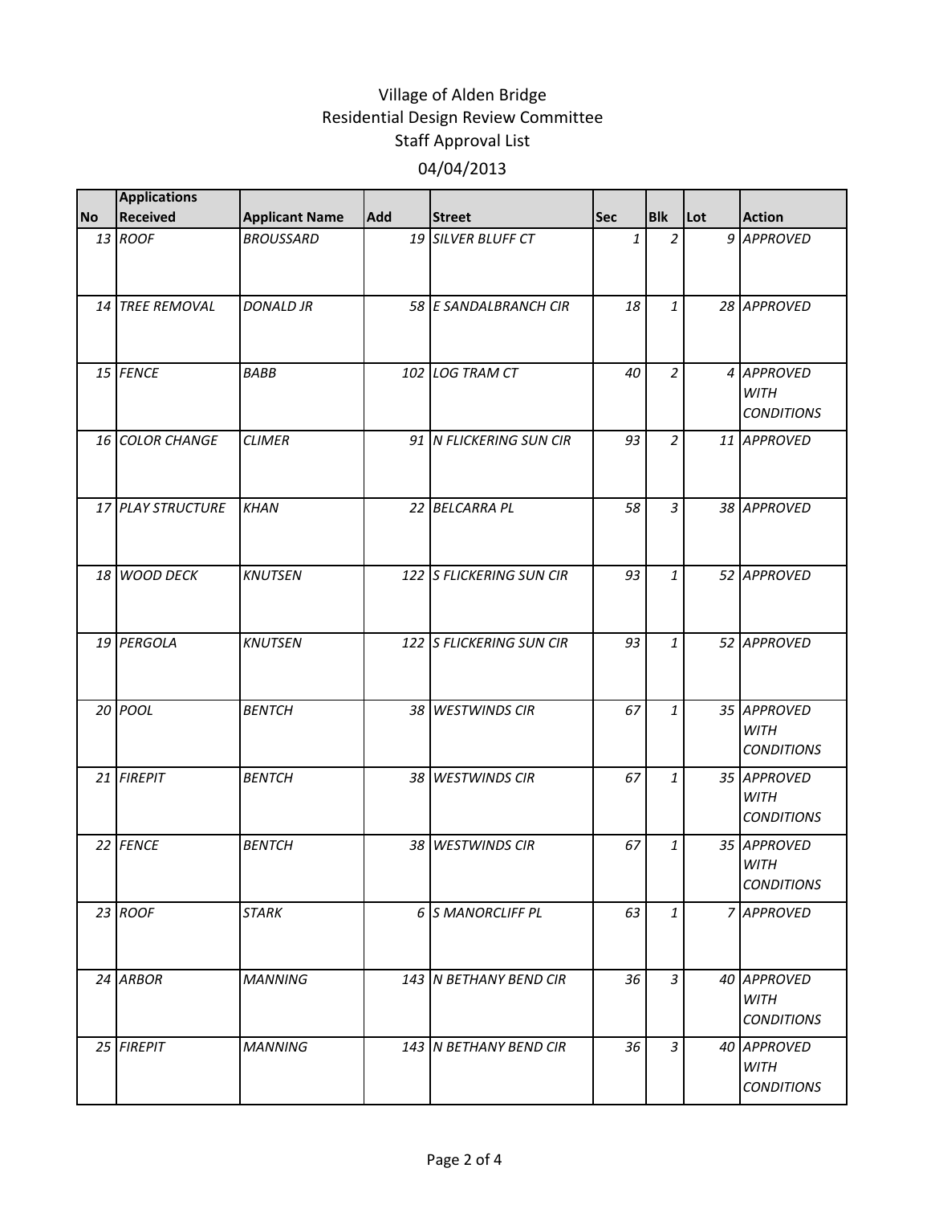# Village of Alden Bridge
## Residential Design Review Committee
## Staff Approval List
## 04/04/2013

| No | Applications Received | Applicant Name | Add | Street | Sec | Blk | Lot | Action |
|---|---|---|---|---|---|---|---|---|
| 13 | ROOF | BROUSSARD | 19 | SILVER BLUFF CT | 1 | 2 | 9 | APPROVED |
| 14 | TREE REMOVAL | DONALD JR | 58 | E SANDALBRANCH CIR | 18 | 1 | 28 | APPROVED |
| 15 | FENCE | BABB | 102 | LOG TRAM CT | 40 | 2 | 4 | APPROVED WITH CONDITIONS |
| 16 | COLOR CHANGE | CLIMER | 91 | N FLICKERING SUN CIR | 93 | 2 | 11 | APPROVED |
| 17 | PLAY STRUCTURE | KHAN | 22 | BELCARRA PL | 58 | 3 | 38 | APPROVED |
| 18 | WOOD DECK | KNUTSEN | 122 | S FLICKERING SUN CIR | 93 | 1 | 52 | APPROVED |
| 19 | PERGOLA | KNUTSEN | 122 | S FLICKERING SUN CIR | 93 | 1 | 52 | APPROVED |
| 20 | POOL | BENTCH | 38 | WESTWINDS CIR | 67 | 1 | 35 | APPROVED WITH CONDITIONS |
| 21 | FIREPIT | BENTCH | 38 | WESTWINDS CIR | 67 | 1 | 35 | APPROVED WITH CONDITIONS |
| 22 | FENCE | BENTCH | 38 | WESTWINDS CIR | 67 | 1 | 35 | APPROVED WITH CONDITIONS |
| 23 | ROOF | STARK | 6 | S MANORCLIFF PL | 63 | 1 | 7 | APPROVED |
| 24 | ARBOR | MANNING | 143 | N BETHANY BEND CIR | 36 | 3 | 40 | APPROVED WITH CONDITIONS |
| 25 | FIREPIT | MANNING | 143 | N BETHANY BEND CIR | 36 | 3 | 40 | APPROVED WITH CONDITIONS |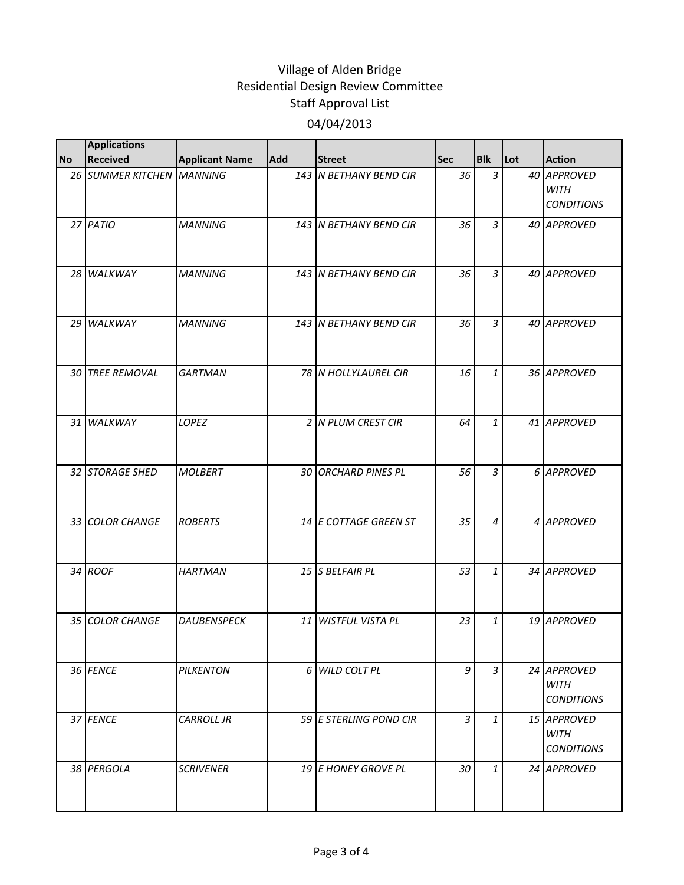# Village of Alden Bridge
## Residential Design Review Committee
## Staff Approval List
### 04/04/2013

| No | Applications Received | Applicant Name | Add | Street | Sec | Blk | Lot | Action |
|---|---|---|---|---|---|---|---|---|
| 26 | SUMMER KITCHEN | MANNING | 143 | N BETHANY BEND CIR | 36 | 3 | 40 | APPROVED WITH CONDITIONS |
| 27 | PATIO | MANNING | 143 | N BETHANY BEND CIR | 36 | 3 | 40 | APPROVED |
| 28 | WALKWAY | MANNING | 143 | N BETHANY BEND CIR | 36 | 3 | 40 | APPROVED |
| 29 | WALKWAY | MANNING | 143 | N BETHANY BEND CIR | 36 | 3 | 40 | APPROVED |
| 30 | TREE REMOVAL | GARTMAN | 78 | N HOLLYLAUREL CIR | 16 | 1 | 36 | APPROVED |
| 31 | WALKWAY | LOPEZ | 2 | N PLUM CREST CIR | 64 | 1 | 41 | APPROVED |
| 32 | STORAGE SHED | MOLBERT | 30 | ORCHARD PINES PL | 56 | 3 | 6 | APPROVED |
| 33 | COLOR CHANGE | ROBERTS | 14 | E COTTAGE GREEN ST | 35 | 4 | 4 | APPROVED |
| 34 | ROOF | HARTMAN | 15 | S BELFAIR PL | 53 | 1 | 34 | APPROVED |
| 35 | COLOR CHANGE | DAUBENSPECK | 11 | WISTFUL VISTA PL | 23 | 1 | 19 | APPROVED |
| 36 | FENCE | PILKENTON | 6 | WILD COLT PL | 9 | 3 | 24 | APPROVED WITH CONDITIONS |
| 37 | FENCE | CARROLL JR | 59 | E STERLING POND CIR | 3 | 1 | 15 | APPROVED WITH CONDITIONS |
| 38 | PERGOLA | SCRIVENER | 19 | E HONEY GROVE PL | 30 | 1 | 24 | APPROVED |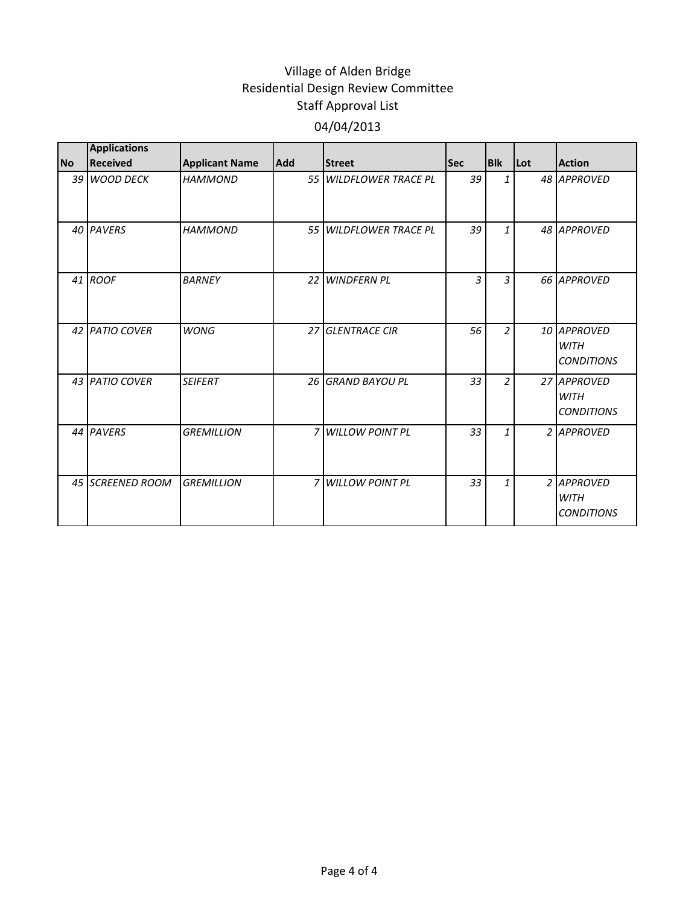Village of Alden Bridge
Residential Design Review Committee
Staff Approval List
04/04/2013

| No | Applications Received | Applicant Name | Add | Street | Sec | Blk | Lot | Action |
|---|---|---|---|---|---|---|---|---|
| 39 | WOOD DECK | HAMMOND | 55 | WILDFLOWER TRACE PL | 39 | 1 | 48 | APPROVED |
| 40 | PAVERS | HAMMOND | 55 | WILDFLOWER TRACE PL | 39 | 1 | 48 | APPROVED |
| 41 | ROOF | BARNEY | 22 | WINDFERN PL | 3 | 3 | 66 | APPROVED |
| 42 | PATIO COVER | WONG | 27 | GLENTRACE CIR | 56 | 2 | 10 | APPROVED WITH CONDITIONS |
| 43 | PATIO COVER | SEIFERT | 26 | GRAND BAYOU PL | 33 | 2 | 27 | APPROVED WITH CONDITIONS |
| 44 | PAVERS | GREMILLION | 7 | WILLOW POINT PL | 33 | 1 | 2 | APPROVED |
| 45 | SCREENED ROOM | GREMILLION | 7 | WILLOW POINT PL | 33 | 1 | 2 | APPROVED WITH CONDITIONS |